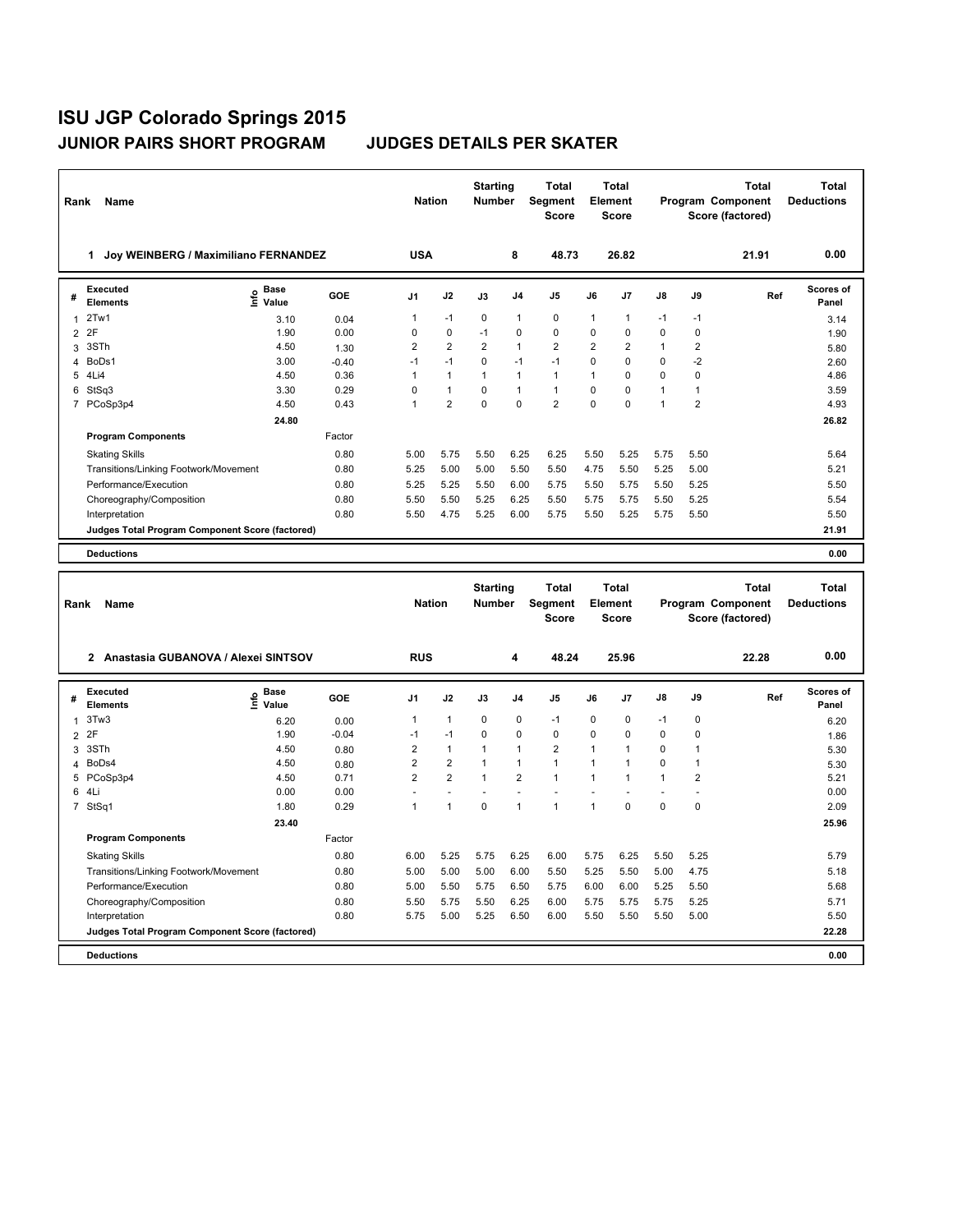# ISU JGP Colorado Springs 2015

## JUNIOR PAIRS SHORT PROGRAM JUDGES DETAILS PER SKATER

| Rank | Name | Nation | Starting Number | Total Segment Score | Total Element Score | Total Program Component Score (factored) | Total Deductions |
|---|---|---|---|---|---|---|---|
| 1 | Joy WEINBERG / Maximiliano FERNANDEZ | USA | 8 | 48.73 | 26.82 | 21.91 | 0.00 |

| # | Executed Elements | Info | Base Value | GOE | J1 | J2 | J3 | J4 | J5 | J6 | J7 | J8 | J9 | Ref | Scores of Panel |
|---|---|---|---|---|---|---|---|---|---|---|---|---|---|---|---|
| 1 | 2Tw1 | | 3.10 | 0.04 | 1 | -1 | 0 | 1 | 0 | 1 | 1 | -1 | -1 | | 3.14 |
| 2 | 2F | | 1.90 | 0.00 | 0 | 0 | -1 | 0 | 0 | 0 | 0 | 0 | 0 | | 1.90 |
| 3 | 3STh | | 4.50 | 1.30 | 2 | 2 | 2 | 1 | 2 | 2 | 2 | 1 | 2 | | 5.80 |
| 4 | BoDs1 | | 3.00 | -0.40 | -1 | -1 | 0 | -1 | -1 | 0 | 0 | 0 | -2 | | 2.60 |
| 5 | 4Li4 | | 4.50 | 0.36 | 1 | 1 | 1 | 1 | 1 | 1 | 0 | 0 | 0 | | 4.86 |
| 6 | StSq3 | | 3.30 | 0.29 | 0 | 1 | 0 | 1 | 1 | 0 | 0 | 1 | 1 | | 3.59 |
| 7 | PCoSp3p4 | | 4.50 | 0.43 | 1 | 2 | 0 | 0 | 2 | 0 | 0 | 1 | 2 | | 4.93 |
| | | | 24.80 | | | | | | | | | | | | 26.82 |

| Program Components | Factor | J1 | J2 | J3 | J4 | J5 | J6 | J7 | J8 | J9 | Scores of Panel |
|---|---|---|---|---|---|---|---|---|---|---|---|
| Skating Skills | 0.80 | 5.00 | 5.75 | 5.50 | 6.25 | 6.25 | 5.50 | 5.25 | 5.75 | 5.50 | 5.64 |
| Transitions/Linking Footwork/Movement | 0.80 | 5.25 | 5.00 | 5.00 | 5.50 | 5.50 | 4.75 | 5.50 | 5.25 | 5.00 | 5.21 |
| Performance/Execution | 0.80 | 5.25 | 5.25 | 5.50 | 6.00 | 5.75 | 5.50 | 5.75 | 5.50 | 5.25 | 5.50 |
| Choreography/Composition | 0.80 | 5.50 | 5.50 | 5.25 | 6.25 | 5.50 | 5.75 | 5.75 | 5.50 | 5.25 | 5.54 |
| Interpretation | 0.80 | 5.50 | 4.75 | 5.25 | 6.00 | 5.75 | 5.50 | 5.25 | 5.75 | 5.50 | 5.50 |
| Judges Total Program Component Score (factored) | | | | | | | | | | | 21.91 |

**Deductions** 0.00

| Rank | Name | Nation | Starting Number | Total Segment Score | Total Element Score | Total Program Component Score (factored) | Total Deductions |
|---|---|---|---|---|---|---|---|
| 2 | Anastasia GUBANOVA / Alexei SINTSOV | RUS | 4 | 48.24 | 25.96 | 22.28 | 0.00 |

| # | Executed Elements | Info | Base Value | GOE | J1 | J2 | J3 | J4 | J5 | J6 | J7 | J8 | J9 | Ref | Scores of Panel |
|---|---|---|---|---|---|---|---|---|---|---|---|---|---|---|---|
| 1 | 3Tw3 | | 6.20 | 0.00 | 1 | 1 | 0 | 0 | -1 | 0 | 0 | -1 | 0 | | 6.20 |
| 2 | 2F | | 1.90 | -0.04 | -1 | -1 | 0 | 0 | 0 | 0 | 0 | 0 | 0 | | 1.86 |
| 3 | 3STh | | 4.50 | 0.80 | 2 | 1 | 1 | 1 | 2 | 1 | 1 | 0 | 1 | | 5.30 |
| 4 | BoDs4 | | 4.50 | 0.80 | 2 | 2 | 1 | 1 | 1 | 1 | 1 | 0 | 1 | | 5.30 |
| 5 | PCoSp3p4 | | 4.50 | 0.71 | 2 | 2 | 1 | 2 | 1 | 1 | 1 | 1 | 2 | | 5.21 |
| 6 | 4Li | | 0.00 | 0.00 | - | - | - | - | - | - | - | - | - | | 0.00 |
| 7 | StSq1 | | 1.80 | 0.29 | 1 | 1 | 0 | 1 | 1 | 1 | 0 | 0 | 0 | | 2.09 |
| | | | 23.40 | | | | | | | | | | | | 25.96 |

| Program Components | Factor | J1 | J2 | J3 | J4 | J5 | J6 | J7 | J8 | J9 | Scores of Panel |
|---|---|---|---|---|---|---|---|---|---|---|---|
| Skating Skills | 0.80 | 6.00 | 5.25 | 5.75 | 6.25 | 6.00 | 5.75 | 6.25 | 5.50 | 5.25 | 5.79 |
| Transitions/Linking Footwork/Movement | 0.80 | 5.00 | 5.00 | 5.00 | 6.00 | 5.50 | 5.25 | 5.50 | 5.00 | 4.75 | 5.18 |
| Performance/Execution | 0.80 | 5.00 | 5.50 | 5.75 | 6.50 | 5.75 | 6.00 | 6.00 | 5.25 | 5.50 | 5.68 |
| Choreography/Composition | 0.80 | 5.50 | 5.75 | 5.50 | 6.25 | 6.00 | 5.75 | 5.75 | 5.75 | 5.25 | 5.71 |
| Interpretation | 0.80 | 5.75 | 5.00 | 5.25 | 6.50 | 6.00 | 5.50 | 5.50 | 5.50 | 5.00 | 5.50 |
| Judges Total Program Component Score (factored) | | | | | | | | | | | 22.28 |

**Deductions** 0.00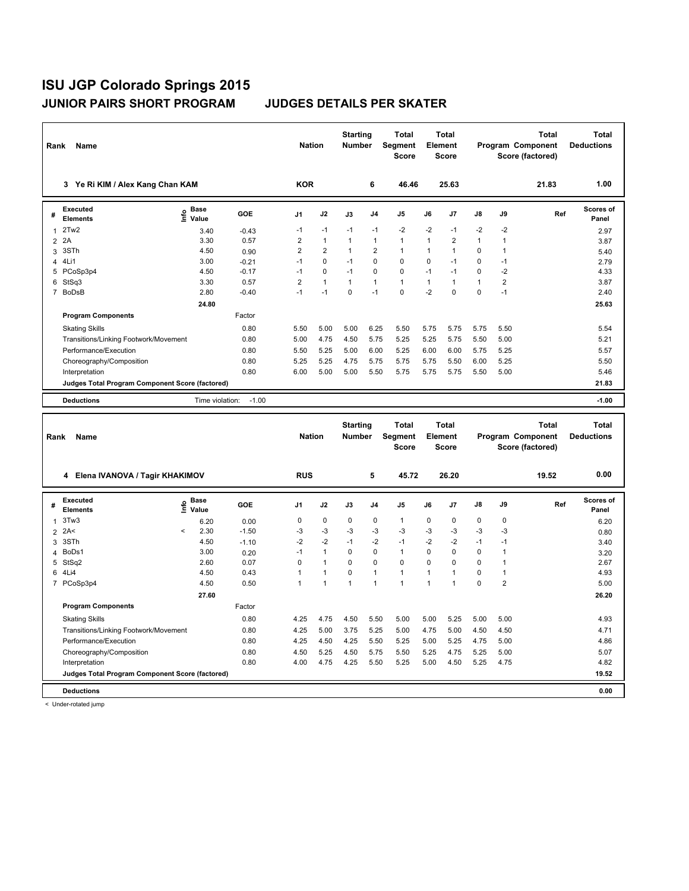# ISU JGP Colorado Springs 2015

## JUNIOR PAIRS SHORT PROGRAM JUDGES DETAILS PER SKATER

| Rank | Name | Nation | Starting Number | Total Segment Score | Total Element Score | Total Program Component Score (factored) | Total Deductions |
|---|---|---|---|---|---|---|---|
| 3 | Ye Ri KIM / Alex Kang Chan KAM | KOR | 6 | 46.46 | 25.63 | 21.83 | 1.00 |

| # | Executed Elements | Info | Base Value | GOE | J1 | J2 | J3 | J4 | J5 | J6 | J7 | J8 | J9 | Ref | Scores of Panel |
|---|---|---|---|---|---|---|---|---|---|---|---|---|---|---|---|
| 1 | 2Tw2 | | 3.40 | -0.43 | -1 | -1 | -1 | -1 | -2 | -2 | -1 | -2 | -2 | | 2.97 |
| 2 | 2A | | 3.30 | 0.57 | 2 | 1 | 1 | 1 | 1 | 1 | 2 | 1 | 1 | | 3.87 |
| 3 | 3STh | | 4.50 | 0.90 | 2 | 2 | 1 | 2 | 1 | 1 | 1 | 0 | 1 | | 5.40 |
| 4 | 4Li1 | | 3.00 | -0.21 | -1 | 0 | -1 | 0 | 0 | 0 | -1 | 0 | -1 | | 2.79 |
| 5 | PCoSp3p4 | | 4.50 | -0.17 | -1 | 0 | -1 | 0 | 0 | -1 | -1 | 0 | -2 | | 4.33 |
| 6 | StSq3 | | 3.30 | 0.57 | 2 | 1 | 1 | 1 | 1 | 1 | 1 | 1 | 2 | | 3.87 |
| 7 | BoDsB | | 2.80 | -0.40 | -1 | -1 | 0 | -1 | 0 | -2 | 0 | 0 | -1 | | 2.40 |
| | | | 24.80 | | | | | | | | | | | | 25.63 |
| | **Program Components** | | | Factor | | | | | | | | | | | |
| | Skating Skills | | | 0.80 | 5.50 | 5.00 | 5.00 | 6.25 | 5.50 | 5.75 | 5.75 | 5.75 | 5.50 | | 5.54 |
| | Transitions/Linking Footwork/Movement | | | 0.80 | 5.00 | 4.75 | 4.50 | 5.75 | 5.25 | 5.25 | 5.75 | 5.50 | 5.00 | | 5.21 |
| | Performance/Execution | | | 0.80 | 5.50 | 5.25 | 5.00 | 6.00 | 5.25 | 6.00 | 6.00 | 5.75 | 5.25 | | 5.57 |
| | Choreography/Composition | | | 0.80 | 5.25 | 5.25 | 4.75 | 5.75 | 5.75 | 5.75 | 5.50 | 6.00 | 5.25 | | 5.50 |
| | Interpretation | | | 0.80 | 6.00 | 5.00 | 5.00 | 5.50 | 5.75 | 5.75 | 5.75 | 5.50 | 5.00 | | 5.46 |
| | **Judges Total Program Component Score (factored)** | | | | | | | | | | | | | | 21.83 |
| | **Deductions** | | Time violation: | -1.00 | | | | | | | | | | | -1.00 |

| Rank | Name | Nation | Starting Number | Total Segment Score | Total Element Score | Total Program Component Score (factored) | Total Deductions |
|---|---|---|---|---|---|---|---|
| 4 | Elena IVANOVA / Tagir KHAKIMOV | RUS | 5 | 45.72 | 26.20 | 19.52 | 0.00 |

| # | Executed Elements | Info | Base Value | GOE | J1 | J2 | J3 | J4 | J5 | J6 | J7 | J8 | J9 | Ref | Scores of Panel |
|---|---|---|---|---|---|---|---|---|---|---|---|---|---|---|---|
| 1 | 3Tw3 | | 6.20 | 0.00 | 0 | 0 | 0 | 0 | 1 | 0 | 0 | 0 | 0 | | 6.20 |
| 2 | 2A< | < | 2.30 | -1.50 | -3 | -3 | -3 | -3 | -3 | -3 | -3 | -3 | -3 | | 0.80 |
| 3 | 3STh | | 4.50 | -1.10 | -2 | -2 | -1 | -2 | -1 | -2 | -2 | -1 | -1 | | 3.40 |
| 4 | BoDs1 | | 3.00 | 0.20 | -1 | 1 | 0 | 0 | 1 | 0 | 0 | 0 | 1 | | 3.20 |
| 5 | StSq2 | | 2.60 | 0.07 | 0 | 1 | 0 | 0 | 0 | 0 | 0 | 0 | 1 | | 2.67 |
| 6 | 4Li4 | | 4.50 | 0.43 | 1 | 1 | 0 | 1 | 1 | 1 | 1 | 0 | 1 | | 4.93 |
| 7 | PCoSp3p4 | | 4.50 | 0.50 | 1 | 1 | 1 | 1 | 1 | 1 | 1 | 0 | 2 | | 5.00 |
| | | | 27.60 | | | | | | | | | | | | 26.20 |
| | **Program Components** | | | Factor | | | | | | | | | | | |
| | Skating Skills | | | 0.80 | 4.25 | 4.75 | 4.50 | 5.50 | 5.00 | 5.00 | 5.25 | 5.00 | 5.00 | | 4.93 |
| | Transitions/Linking Footwork/Movement | | | 0.80 | 4.25 | 5.00 | 3.75 | 5.25 | 5.00 | 4.75 | 5.00 | 4.50 | 4.50 | | 4.71 |
| | Performance/Execution | | | 0.80 | 4.25 | 4.50 | 4.25 | 5.50 | 5.25 | 5.00 | 5.25 | 4.75 | 5.00 | | 4.86 |
| | Choreography/Composition | | | 0.80 | 4.50 | 5.25 | 4.50 | 5.75 | 5.50 | 5.25 | 4.75 | 5.25 | 5.00 | | 5.07 |
| | Interpretation | | | 0.80 | 4.00 | 4.75 | 4.25 | 5.50 | 5.25 | 5.00 | 4.50 | 5.25 | 4.75 | | 4.82 |
| | **Judges Total Program Component Score (factored)** | | | | | | | | | | | | | | 19.52 |
| | **Deductions** | | | | | | | | | | | | | | 0.00 |

< Under-rotated jump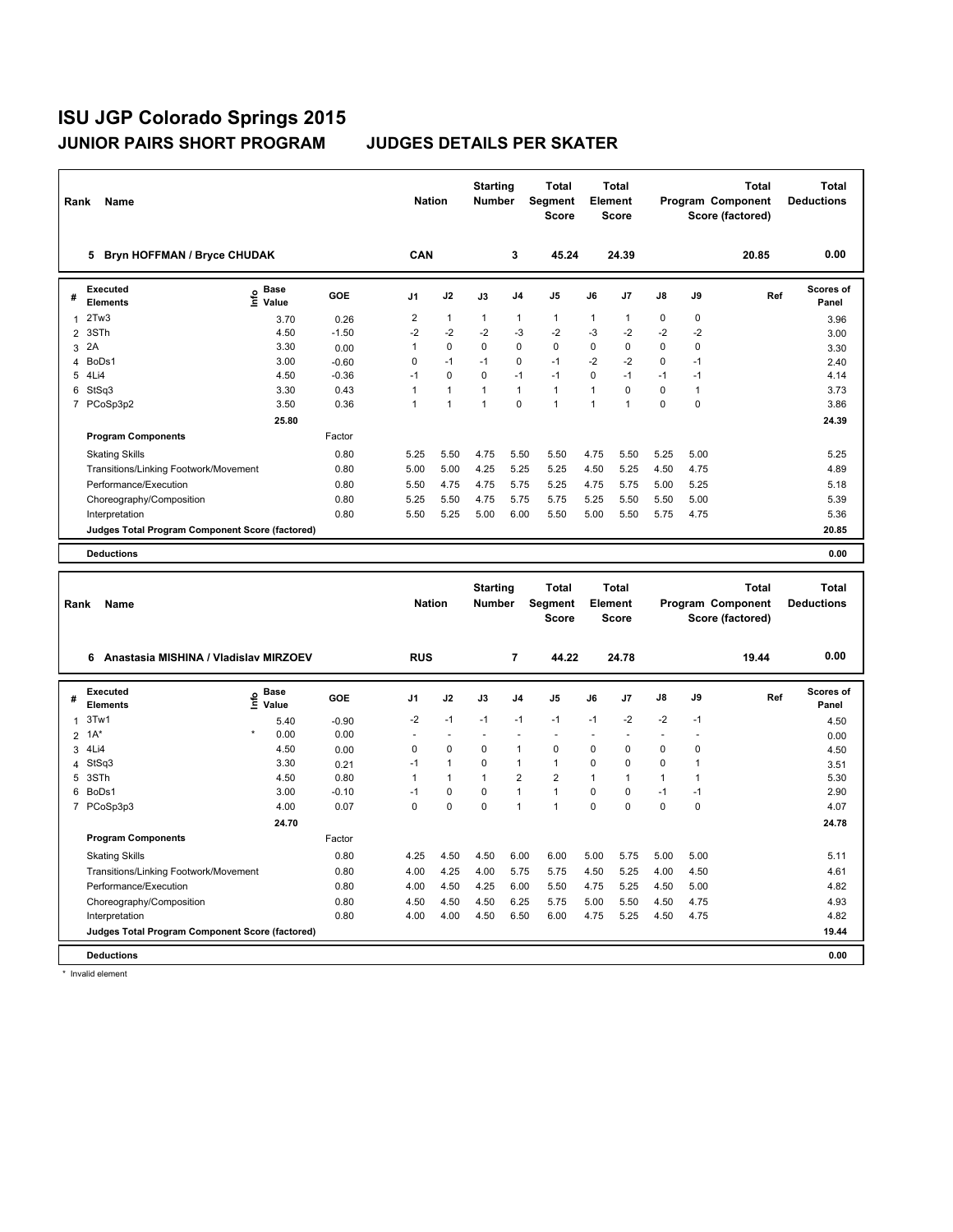# ISU JGP Colorado Springs 2015

## JUNIOR PAIRS SHORT PROGRAM JUDGES DETAILS PER SKATER

| Rank | Name | Nation | Starting Number | Total Segment Score | Total Element Score | Total Program Component Score (factored) | Total Deductions |
|---|---|---|---|---|---|---|---|
| 5 | Bryn HOFFMAN / Bryce CHUDAK | CAN | 3 | 45.24 | 24.39 | 20.85 | 0.00 |

| # | Executed Elements | Info | Base Value | GOE | J1 | J2 | J3 | J4 | J5 | J6 | J7 | J8 | J9 | Ref | Scores of Panel |
|---|---|---|---|---|---|---|---|---|---|---|---|---|---|---|---|
| 1 | 2Tw3 | | 3.70 | 0.26 | 2 | 1 | 1 | 1 | 1 | 1 | 1 | 0 | 0 | | 3.96 |
| 2 | 3STh | | 4.50 | -1.50 | -2 | -2 | -2 | -3 | -2 | -3 | -2 | -2 | -2 | | 3.00 |
| 3 | 2A | | 3.30 | 0.00 | 1 | 0 | 0 | 0 | 0 | 0 | 0 | 0 | 0 | | 3.30 |
| 4 | BoDs1 | | 3.00 | -0.60 | 0 | -1 | -1 | 0 | -1 | -2 | -2 | 0 | -1 | | 2.40 |
| 5 | 4Li4 | | 4.50 | -0.36 | -1 | 0 | 0 | -1 | -1 | 0 | -1 | -1 | -1 | | 4.14 |
| 6 | StSq3 | | 3.30 | 0.43 | 1 | 1 | 1 | 1 | 1 | 1 | 0 | 0 | 1 | | 3.73 |
| 7 | PCoSp3p2 | | 3.50 | 0.36 | 1 | 1 | 1 | 0 | 1 | 1 | 1 | 0 | 0 | | 3.86 |
| | | | 25.80 | | | | | | | | | | | | 24.39 |

| Program Components | Factor | J1 | J2 | J3 | J4 | J5 | J6 | J7 | J8 | J9 | Ref | Scores of Panel |
|---|---|---|---|---|---|---|---|---|---|---|---|---|
| Skating Skills | 0.80 | 5.25 | 5.50 | 4.75 | 5.50 | 5.50 | 4.75 | 5.50 | 5.25 | 5.00 | | 5.25 |
| Transitions/Linking Footwork/Movement | 0.80 | 5.00 | 5.00 | 4.25 | 5.25 | 5.25 | 4.50 | 5.25 | 4.50 | 4.75 | | 4.89 |
| Performance/Execution | 0.80 | 5.50 | 4.75 | 4.75 | 5.75 | 5.25 | 4.75 | 5.75 | 5.00 | 5.25 | | 5.18 |
| Choreography/Composition | 0.80 | 5.25 | 5.50 | 4.75 | 5.75 | 5.75 | 5.25 | 5.50 | 5.50 | 5.00 | | 5.39 |
| Interpretation | 0.80 | 5.50 | 5.25 | 5.00 | 6.00 | 5.50 | 5.00 | 5.50 | 5.75 | 4.75 | | 5.36 |
| Judges Total Program Component Score (factored) | | | | | | | | | | | | 20.85 |

| Deductions | 0.00 |
|---|---|

| Rank | Name | Nation | Starting Number | Total Segment Score | Total Element Score | Total Program Component Score (factored) | Total Deductions |
|---|---|---|---|---|---|---|---|
| 6 | Anastasia MISHINA / Vladislav MIRZOEV | RUS | 7 | 44.22 | 24.78 | 19.44 | 0.00 |

| # | Executed Elements | Info | Base Value | GOE | J1 | J2 | J3 | J4 | J5 | J6 | J7 | J8 | J9 | Ref | Scores of Panel |
|---|---|---|---|---|---|---|---|---|---|---|---|---|---|---|---|
| 1 | 3Tw1 | | 5.40 | -0.90 | -2 | -1 | -1 | -1 | -1 | -1 | -2 | -2 | -1 | | 4.50 |
| 2 | 1A* | * | 0.00 | 0.00 | - | - | - | - | - | - | - | - | - | | 0.00 |
| 3 | 4Li4 | | 4.50 | 0.00 | 0 | 0 | 0 | 1 | 0 | 0 | 0 | 0 | 0 | | 4.50 |
| 4 | StSq3 | | 3.30 | 0.21 | -1 | 1 | 0 | 1 | 1 | 0 | 0 | 0 | 1 | | 3.51 |
| 5 | 3STh | | 4.50 | 0.80 | 1 | 1 | 1 | 2 | 2 | 1 | 1 | 1 | 1 | | 5.30 |
| 6 | BoDs1 | | 3.00 | -0.10 | -1 | 0 | 0 | 1 | 1 | 0 | 0 | -1 | -1 | | 2.90 |
| 7 | PCoSp3p3 | | 4.00 | 0.07 | 0 | 0 | 0 | 1 | 1 | 0 | 0 | 0 | 0 | | 4.07 |
| | | | 24.70 | | | | | | | | | | | | 24.78 |

| Program Components | Factor | J1 | J2 | J3 | J4 | J5 | J6 | J7 | J8 | J9 | Ref | Scores of Panel |
|---|---|---|---|---|---|---|---|---|---|---|---|---|
| Skating Skills | 0.80 | 4.25 | 4.50 | 4.50 | 6.00 | 6.00 | 5.00 | 5.75 | 5.00 | 5.00 | | 5.11 |
| Transitions/Linking Footwork/Movement | 0.80 | 4.00 | 4.25 | 4.00 | 5.75 | 5.75 | 4.50 | 5.25 | 4.00 | 4.50 | | 4.61 |
| Performance/Execution | 0.80 | 4.00 | 4.50 | 4.25 | 6.00 | 5.50 | 4.75 | 5.25 | 4.50 | 5.00 | | 4.82 |
| Choreography/Composition | 0.80 | 4.50 | 4.50 | 4.50 | 6.25 | 5.75 | 5.00 | 5.50 | 4.50 | 4.75 | | 4.93 |
| Interpretation | 0.80 | 4.00 | 4.00 | 4.50 | 6.50 | 6.00 | 4.75 | 5.25 | 4.50 | 4.75 | | 4.82 |
| Judges Total Program Component Score (factored) | | | | | | | | | | | | 19.44 |

| Deductions | 0.00 |
|---|---|

* Invalid element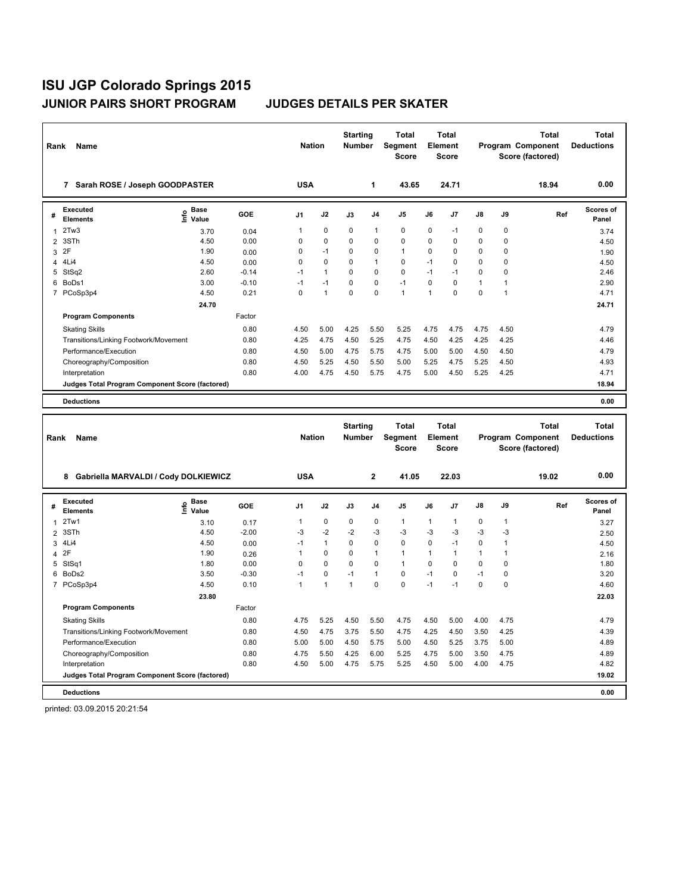# ISU JGP Colorado Springs 2015

## JUNIOR PAIRS SHORT PROGRAM JUDGES DETAILS PER SKATER

| Rank | Name | Nation | Starting Number | Total Segment Score | Total Element Score | Total Program Component Score (factored) | Total Deductions |
|---|---|---|---|---|---|---|---|
| 7 | Sarah ROSE / Joseph GOODPASTER | USA | 1 | 43.65 | 24.71 | 18.94 | 0.00 |

| # | Executed Elements | Info | Base Value | GOE | J1 | J2 | J3 | J4 | J5 | J6 | J7 | J8 | J9 | Ref | Scores of Panel |
|---|---|---|---|---|---|---|---|---|---|---|---|---|---|---|---|
| 1 | 2Tw3 | | 3.70 | 0.04 | 1 | 0 | 0 | 1 | 0 | 0 | -1 | 0 | 0 | | 3.74 |
| 2 | 3STh | | 4.50 | 0.00 | 0 | 0 | 0 | 0 | 0 | 0 | 0 | 0 | 0 | | 4.50 |
| 3 | 2F | | 1.90 | 0.00 | 0 | -1 | 0 | 0 | 1 | 0 | 0 | 0 | 0 | | 1.90 |
| 4 | 4Li4 | | 4.50 | 0.00 | 0 | 0 | 0 | 1 | 0 | -1 | 0 | 0 | 0 | | 4.50 |
| 5 | StSq2 | | 2.60 | -0.14 | -1 | 1 | 0 | 0 | 0 | -1 | -1 | 0 | 0 | | 2.46 |
| 6 | BoDs1 | | 3.00 | -0.10 | -1 | -1 | 0 | 0 | -1 | 0 | 0 | 1 | 1 | | 2.90 |
| 7 | PCoSp3p4 | | 4.50 | 0.21 | 0 | 1 | 0 | 0 | 1 | 1 | 0 | 0 | 1 | | 4.71 |
| | | | 24.70 | | | | | | | | | | | | 24.71 |

| Program Components | Factor | J1 | J2 | J3 | J4 | J5 | J6 | J7 | J8 | J9 | Scores of Panel |
|---|---|---|---|---|---|---|---|---|---|---|---|
| Skating Skills | 0.80 | 4.50 | 5.00 | 4.25 | 5.50 | 5.25 | 4.75 | 4.75 | 4.75 | 4.50 | 4.79 |
| Transitions/Linking Footwork/Movement | 0.80 | 4.25 | 4.75 | 4.50 | 5.25 | 4.75 | 4.50 | 4.25 | 4.25 | 4.25 | 4.46 |
| Performance/Execution | 0.80 | 4.50 | 5.00 | 4.75 | 5.75 | 4.75 | 5.00 | 5.00 | 4.50 | 4.50 | 4.79 |
| Choreography/Composition | 0.80 | 4.50 | 5.25 | 4.50 | 5.50 | 5.00 | 5.25 | 4.75 | 5.25 | 4.50 | 4.93 |
| Interpretation | 0.80 | 4.00 | 4.75 | 4.50 | 5.75 | 4.75 | 5.00 | 4.50 | 5.25 | 4.25 | 4.71 |
| Judges Total Program Component Score (factored) | | | | | | | | | | | 18.94 |

**Deductions** 0.00

| Rank | Name | Nation | Starting Number | Total Segment Score | Total Element Score | Total Program Component Score (factored) | Total Deductions |
|---|---|---|---|---|---|---|---|
| 8 | Gabriella MARVALDI / Cody DOLKIEWICZ | USA | 2 | 41.05 | 22.03 | 19.02 | 0.00 |

| # | Executed Elements | Info | Base Value | GOE | J1 | J2 | J3 | J4 | J5 | J6 | J7 | J8 | J9 | Ref | Scores of Panel |
|---|---|---|---|---|---|---|---|---|---|---|---|---|---|---|---|
| 1 | 2Tw1 | | 3.10 | 0.17 | 1 | 0 | 0 | 0 | 1 | 1 | 1 | 0 | 1 | | 3.27 |
| 2 | 3STh | | 4.50 | -2.00 | -3 | -2 | -2 | -3 | -3 | -3 | -3 | -3 | -3 | | 2.50 |
| 3 | 4Li4 | | 4.50 | 0.00 | -1 | 1 | 0 | 0 | 0 | 0 | -1 | 0 | 1 | | 4.50 |
| 4 | 2F | | 1.90 | 0.26 | 1 | 0 | 0 | 1 | 1 | 1 | 1 | 1 | 1 | | 2.16 |
| 5 | StSq1 | | 1.80 | 0.00 | 0 | 0 | 0 | 0 | 1 | 0 | 0 | 0 | 0 | | 1.80 |
| 6 | BoDs2 | | 3.50 | -0.30 | -1 | 0 | -1 | 1 | 0 | -1 | 0 | -1 | 0 | | 3.20 |
| 7 | PCoSp3p4 | | 4.50 | 0.10 | 1 | 1 | 1 | 0 | 0 | -1 | -1 | 0 | 0 | | 4.60 |
| | | | 23.80 | | | | | | | | | | | | 22.03 |

| Program Components | Factor | J1 | J2 | J3 | J4 | J5 | J6 | J7 | J8 | J9 | Scores of Panel |
|---|---|---|---|---|---|---|---|---|---|---|---|
| Skating Skills | 0.80 | 4.75 | 5.25 | 4.50 | 5.50 | 4.75 | 4.50 | 5.00 | 4.00 | 4.75 | 4.79 |
| Transitions/Linking Footwork/Movement | 0.80 | 4.50 | 4.75 | 3.75 | 5.50 | 4.75 | 4.25 | 4.50 | 3.50 | 4.25 | 4.39 |
| Performance/Execution | 0.80 | 5.00 | 5.00 | 4.50 | 5.75 | 5.00 | 4.50 | 5.25 | 3.75 | 5.00 | 4.89 |
| Choreography/Composition | 0.80 | 4.75 | 5.50 | 4.25 | 6.00 | 5.25 | 4.75 | 5.00 | 3.50 | 4.75 | 4.89 |
| Interpretation | 0.80 | 4.50 | 5.00 | 4.75 | 5.75 | 5.25 | 4.50 | 5.00 | 4.00 | 4.75 | 4.82 |
| Judges Total Program Component Score (factored) | | | | | | | | | | | 19.02 |

**Deductions** 0.00

printed: 03.09.2015 20:21:54